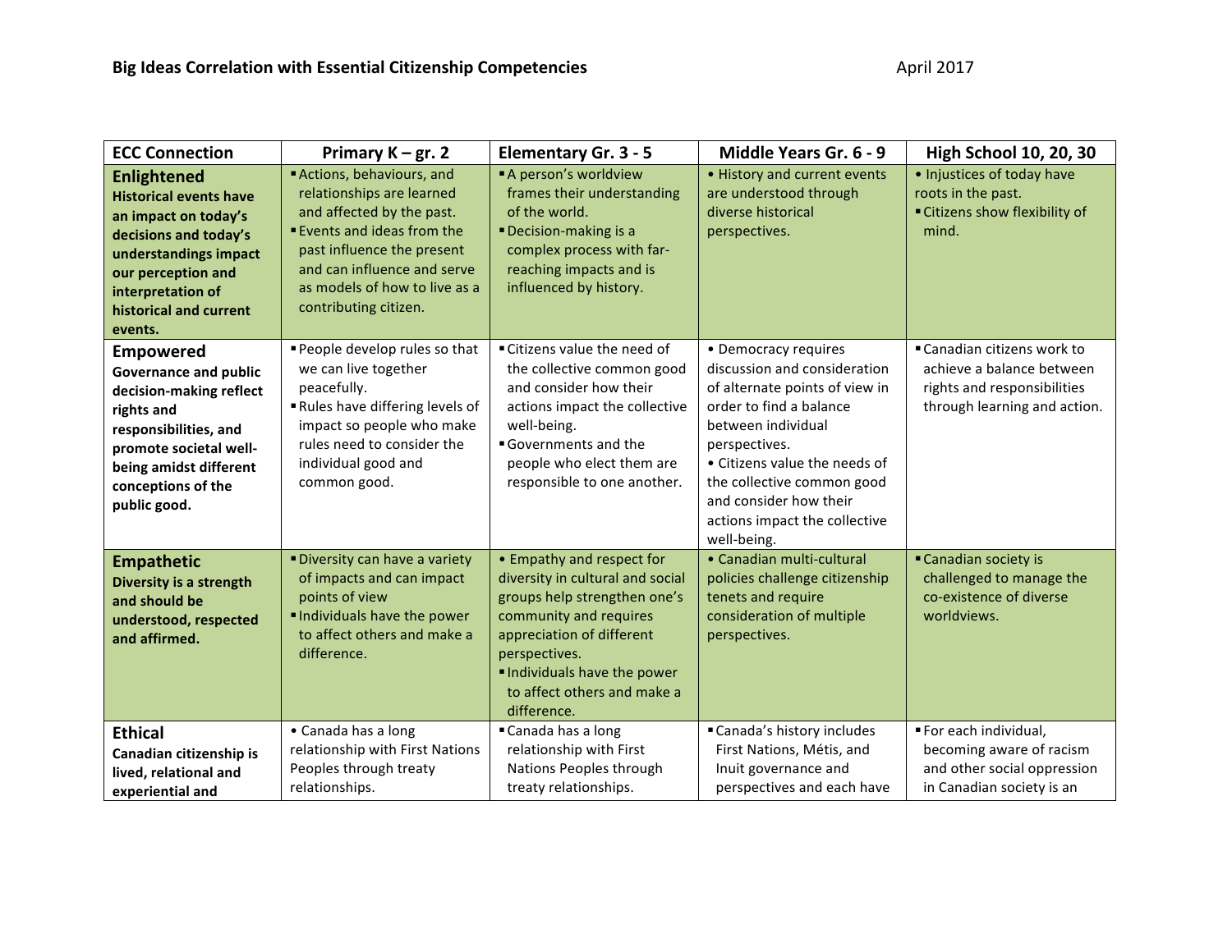**Big Ideas Correlation with Essential Citizenship Competencies** April 2017

| ECC Connection | Primary K – gr. 2 | Elementary Gr. 3 - 5 | Middle Years Gr. 6 - 9 | High School 10, 20, 30 |
|---|---|---|---|---|
| **Enlightened**<br>**Historical events have an impact on today's decisions and today's understandings impact our perception and interpretation of historical and current events.** | ▪ Actions, behaviours, and relationships are learned and affected by the past.<br>▪ Events and ideas from the past influence the present and can influence and serve as models of how to live as a contributing citizen. | ▪ A person's worldview frames their understanding of the world.<br>▪ Decision-making is a complex process with far-reaching impacts and is influenced by history. | • History and current events are understood through diverse historical perspectives. | • Injustices of today have roots in the past.<br>▪ Citizens show flexibility of mind. |
| **Empowered**<br>**Governance and public decision-making reflect rights and responsibilities, and promote societal well-being amidst different conceptions of the public good.** | ▪ People develop rules so that we can live together peacefully.<br>▪ Rules have differing levels of impact so people who make rules need to consider the individual good and common good. | ▪ Citizens value the need of the collective common good and consider how their actions impact the collective well-being.<br>▪ Governments and the people who elect them are responsible to one another. | • Democracy requires discussion and consideration of alternate points of view in order to find a balance between individual perspectives.<br>• Citizens value the needs of the collective common good and consider how their actions impact the collective well-being. | ▪ Canadian citizens work to achieve a balance between rights and responsibilities through learning and action. |
| **Empathetic**<br>**Diversity is a strength and should be understood, respected and affirmed.** | ▪ Diversity can have a variety of impacts and can impact points of view<br>▪ Individuals have the power to affect others and make a difference. | • Empathy and respect for diversity in cultural and social groups help strengthen one's community and requires appreciation of different perspectives.<br>▪ Individuals have the power to affect others and make a difference. | • Canadian multi-cultural policies challenge citizenship tenets and require consideration of multiple perspectives. | ▪ Canadian society is challenged to manage the co-existence of diverse worldviews. |
| **Ethical**<br>**Canadian citizenship is lived, relational and experiential and** | • Canada has a long relationship with First Nations Peoples through treaty relationships. | ▪ Canada has a long relationship with First Nations Peoples through treaty relationships. | ▪ Canada's history includes First Nations, Métis, and Inuit governance and perspectives and each have | ▪ For each individual, becoming aware of racism and other social oppression in Canadian society is an |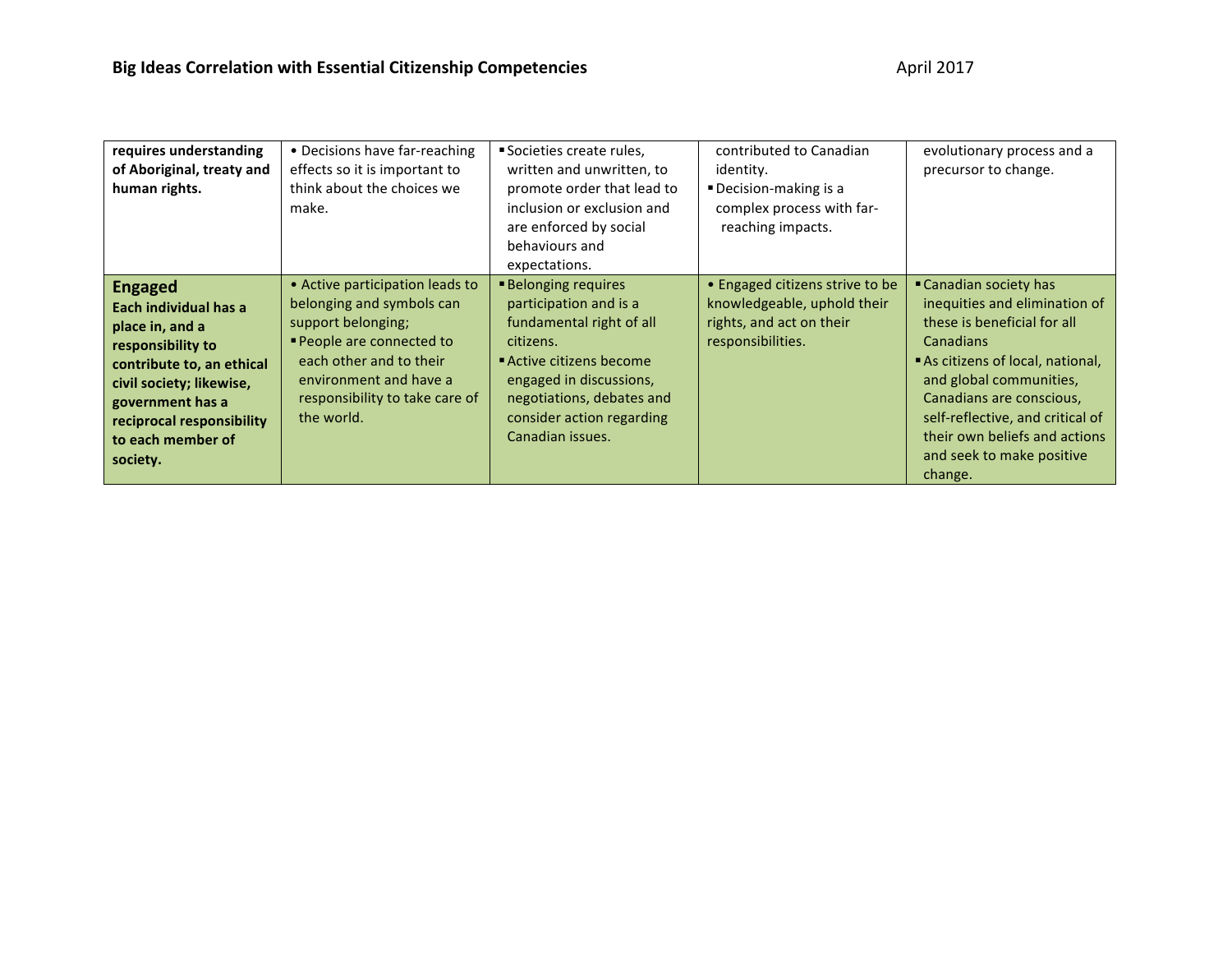| | | | | |
|---|---|---|---|---|
| **requires understanding of Aboriginal, treaty and human rights.** | • Decisions have far-reaching effects so it is important to think about the choices we make. | ▪ Societies create rules, written and unwritten, to promote order that lead to inclusion or exclusion and are enforced by social behaviours and expectations. | contributed to Canadian identity.<br>▪ Decision-making is a complex process with far-reaching impacts. | evolutionary process and a precursor to change. |
| **Engaged**<br>**Each individual has a place in, and a responsibility to contribute to, an ethical civil society; likewise, government has a reciprocal responsibility to each member of society.** | • Active participation leads to belonging and symbols can support belonging;<br>▪ People are connected to each other and to their environment and have a responsibility to take care of the world. | ▪ Belonging requires participation and is a fundamental right of all citizens.<br>▪ Active citizens become engaged in discussions, negotiations, debates and consider action regarding Canadian issues. | • Engaged citizens strive to be knowledgeable, uphold their rights, and act on their responsibilities. | ▪ Canadian society has inequities and elimination of these is beneficial for all Canadians<br>▪ As citizens of local, national, and global communities, Canadians are conscious, self-reflective, and critical of their own beliefs and actions and seek to make positive change. |